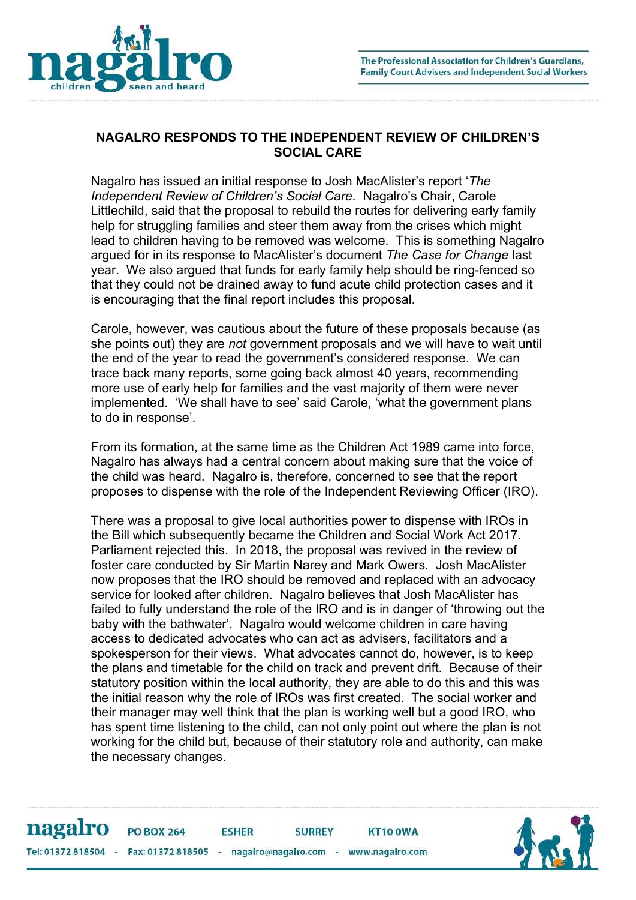## NAGALRO RESPONDS TO THE INDEPENDENT REVIEW OF CHILDREN'S SOCIAL CARE

Nagalro has issued an initial response to Josh MacAlister's report '*The Independent Review of Children's Social Care*. Nagalro's Chair, Carole Littlechild, said that the proposal to rebuild the routes for delivering early family help for struggling families and steer them away from the crises which might lead to children having to be removed was welcome. This is something Nagalro argued for in its response to MacAlister's document *The Case for Change* last year. We also argued that funds for early family help should be ring-fenced so that they could not be drained away to fund acute child protection cases and it is encouraging that the final report includes this proposal.

Carole, however, was cautious about the future of these proposals because (as she points out) they are *not* government proposals and we will have to wait until the end of the year to read the government's considered response. We can trace back many reports, some going back almost 40 years, recommending more use of early help for families and the vast majority of them were never implemented. 'We shall have to see' said Carole, 'what the government plans to do in response'.

From its formation, at the same time as the Children Act 1989 came into force, Nagalro has always had a central concern about making sure that the voice of the child was heard. Nagalro is, therefore, concerned to see that the report proposes to dispense with the role of the Independent Reviewing Officer (IRO).

There was a proposal to give local authorities power to dispense with IROs in the Bill which subsequently became the Children and Social Work Act 2017. Parliament rejected this. In 2018, the proposal was revived in the review of foster care conducted by Sir Martin Narey and Mark Owers. Josh MacAlister now proposes that the IRO should be removed and replaced with an advocacy service for looked after children. Nagalro believes that Josh MacAlister has failed to fully understand the role of the IRO and is in danger of 'throwing out the baby with the bathwater'. Nagalro would welcome children in care having access to dedicated advocates who can act as advisers, facilitators and a spokesperson for their views. What advocates cannot do, however, is to keep the plans and timetable for the child on track and prevent drift. Because of their statutory position within the local authority, they are able to do this and this was the initial reason why the role of IROs was first created. The social worker and their manager may well think that the plan is working well but a good IRO, who has spent time listening to the child, can not only point out where the plan is not working for the child but, because of their statutory role and authority, can make the necessary changes.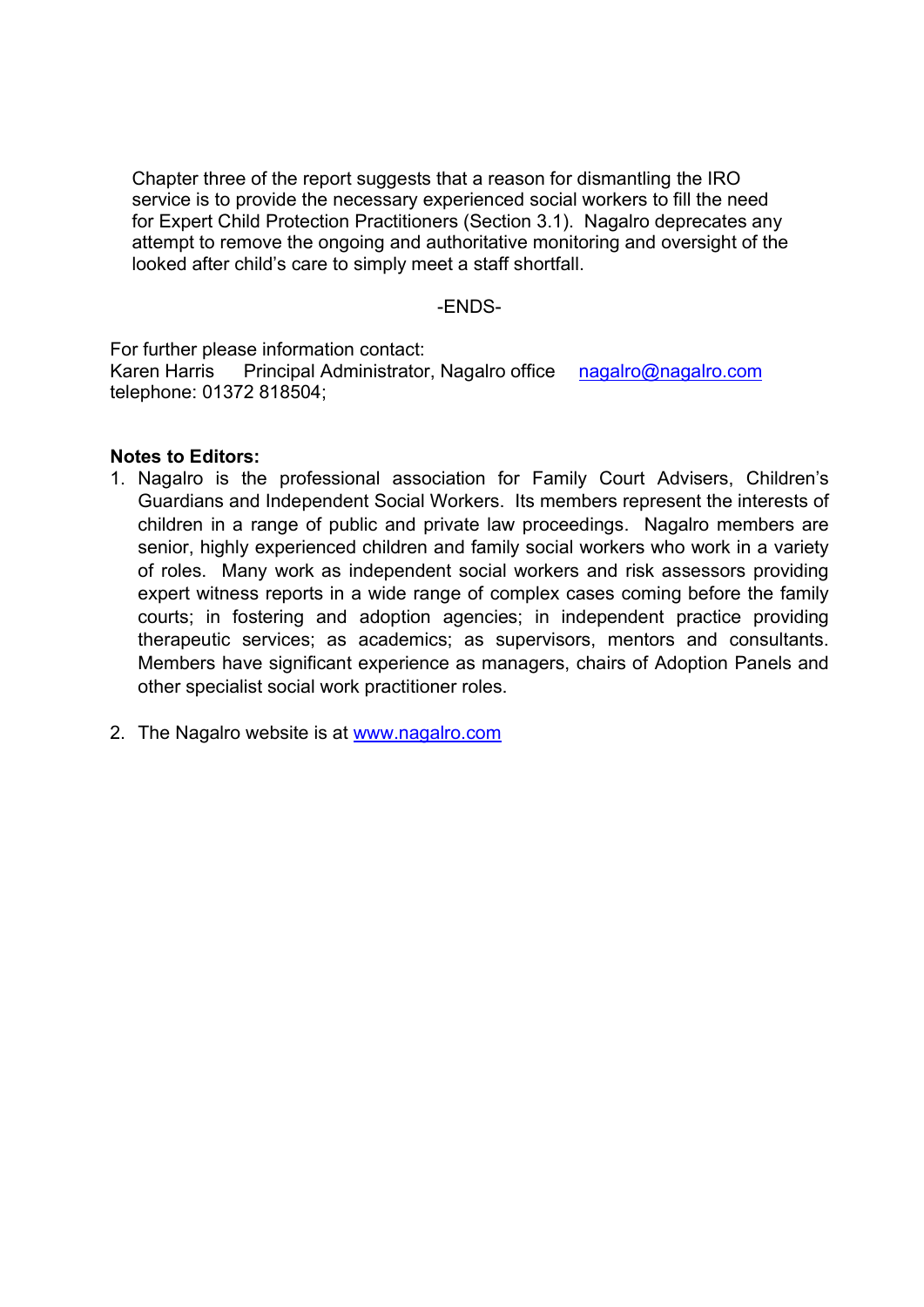Chapter three of the report suggests that a reason for dismantling the IRO service is to provide the necessary experienced social workers to fill the need for Expert Child Protection Practitioners (Section 3.1). Nagalro deprecates any attempt to remove the ongoing and authoritative monitoring and oversight of the looked after child's care to simply meet a staff shortfall.

-ENDS-

For further please information contact:
Karen Harris Principal Administrator, Nagalro office nagalro@nagalro.com
telephone: 01372 818504;

**Notes to Editors:**

1. Nagalro is the professional association for Family Court Advisers, Children's Guardians and Independent Social Workers. Its members represent the interests of children in a range of public and private law proceedings. Nagalro members are senior, highly experienced children and family social workers who work in a variety of roles. Many work as independent social workers and risk assessors providing expert witness reports in a wide range of complex cases coming before the family courts; in fostering and adoption agencies; in independent practice providing therapeutic services; as academics; as supervisors, mentors and consultants. Members have significant experience as managers, chairs of Adoption Panels and other specialist social work practitioner roles.

2. The Nagalro website is at www.nagalro.com